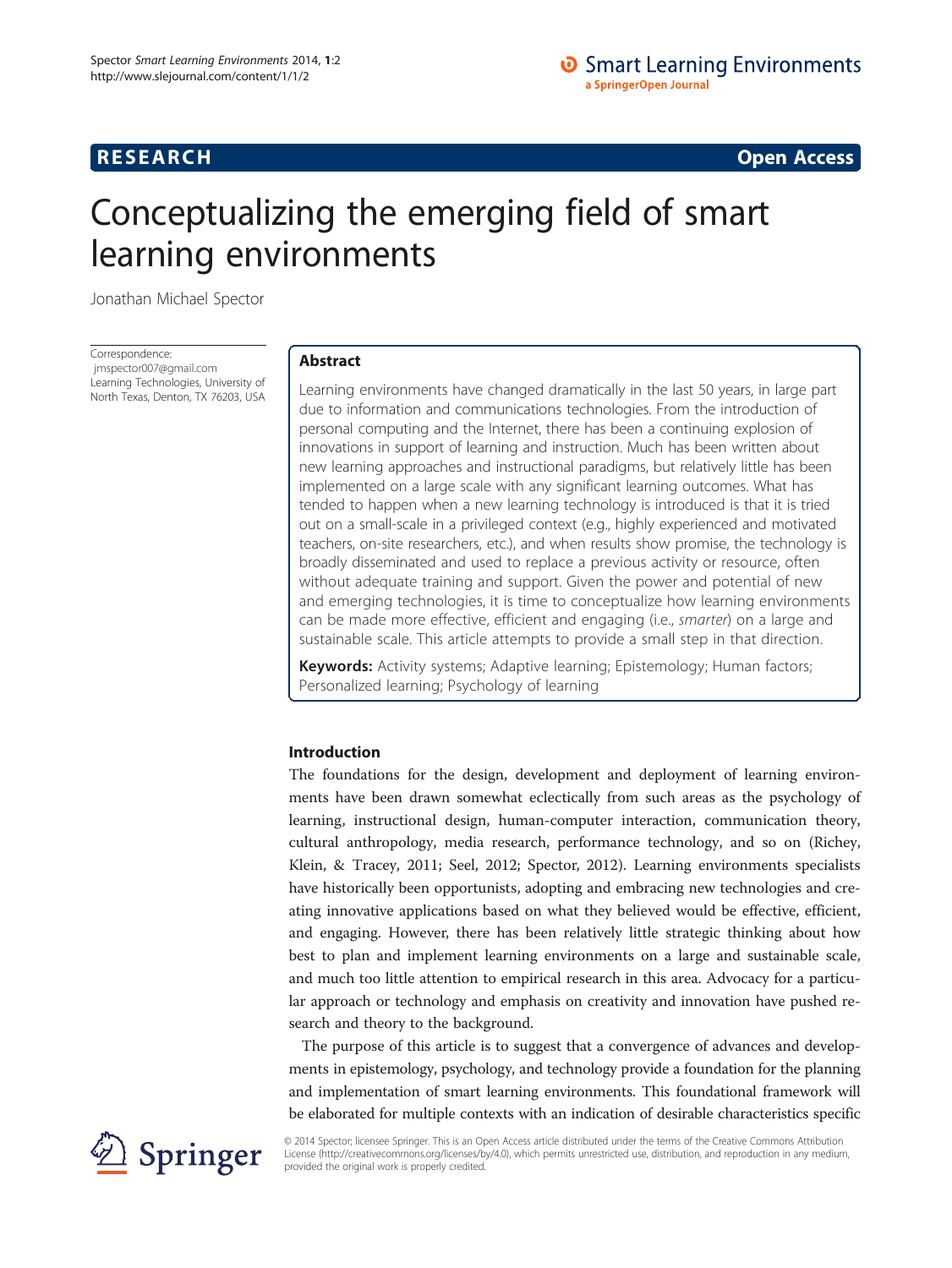**RESEARCH** **Open Access**

# Conceptualizing the emerging field of smart learning environments

Jonathan Michael Spector

Correspondence:
jmspector007@gmail.com
Learning Technologies, University of North Texas, Denton, TX 76203, USA

## Abstract

Learning environments have changed dramatically in the last 50 years, in large part due to information and communications technologies. From the introduction of personal computing and the Internet, there has been a continuing explosion of innovations in support of learning and instruction. Much has been written about new learning approaches and instructional paradigms, but relatively little has been implemented on a large scale with any significant learning outcomes. What has tended to happen when a new learning technology is introduced is that it is tried out on a small-scale in a privileged context (e.g., highly experienced and motivated teachers, on-site researchers, etc.), and when results show promise, the technology is broadly disseminated and used to replace a previous activity or resource, often without adequate training and support. Given the power and potential of new and emerging technologies, it is time to conceptualize how learning environments can be made more effective, efficient and engaging (i.e., *smarter*) on a large and sustainable scale. This article attempts to provide a small step in that direction.

**Keywords:** Activity systems; Adaptive learning; Epistemology; Human factors; Personalized learning; Psychology of learning

## Introduction

The foundations for the design, development and deployment of learning environments have been drawn somewhat eclectically from such areas as the psychology of learning, instructional design, human-computer interaction, communication theory, cultural anthropology, media research, performance technology, and so on (Richey, Klein, & Tracey, 2011; Seel, 2012; Spector, 2012). Learning environments specialists have historically been opportunists, adopting and embracing new technologies and creating innovative applications based on what they believed would be effective, efficient, and engaging. However, there has been relatively little strategic thinking about how best to plan and implement learning environments on a large and sustainable scale, and much too little attention to empirical research in this area. Advocacy for a particular approach or technology and emphasis on creativity and innovation have pushed research and theory to the background.

The purpose of this article is to suggest that a convergence of advances and developments in epistemology, psychology, and technology provide a foundation for the planning and implementation of smart learning environments. This foundational framework will be elaborated for multiple contexts with an indication of desirable characteristics specific

© 2014 Spector; licensee Springer. This is an Open Access article distributed under the terms of the Creative Commons Attribution License (http://creativecommons.org/licenses/by/4.0), which permits unrestricted use, distribution, and reproduction in any medium, provided the original work is properly credited.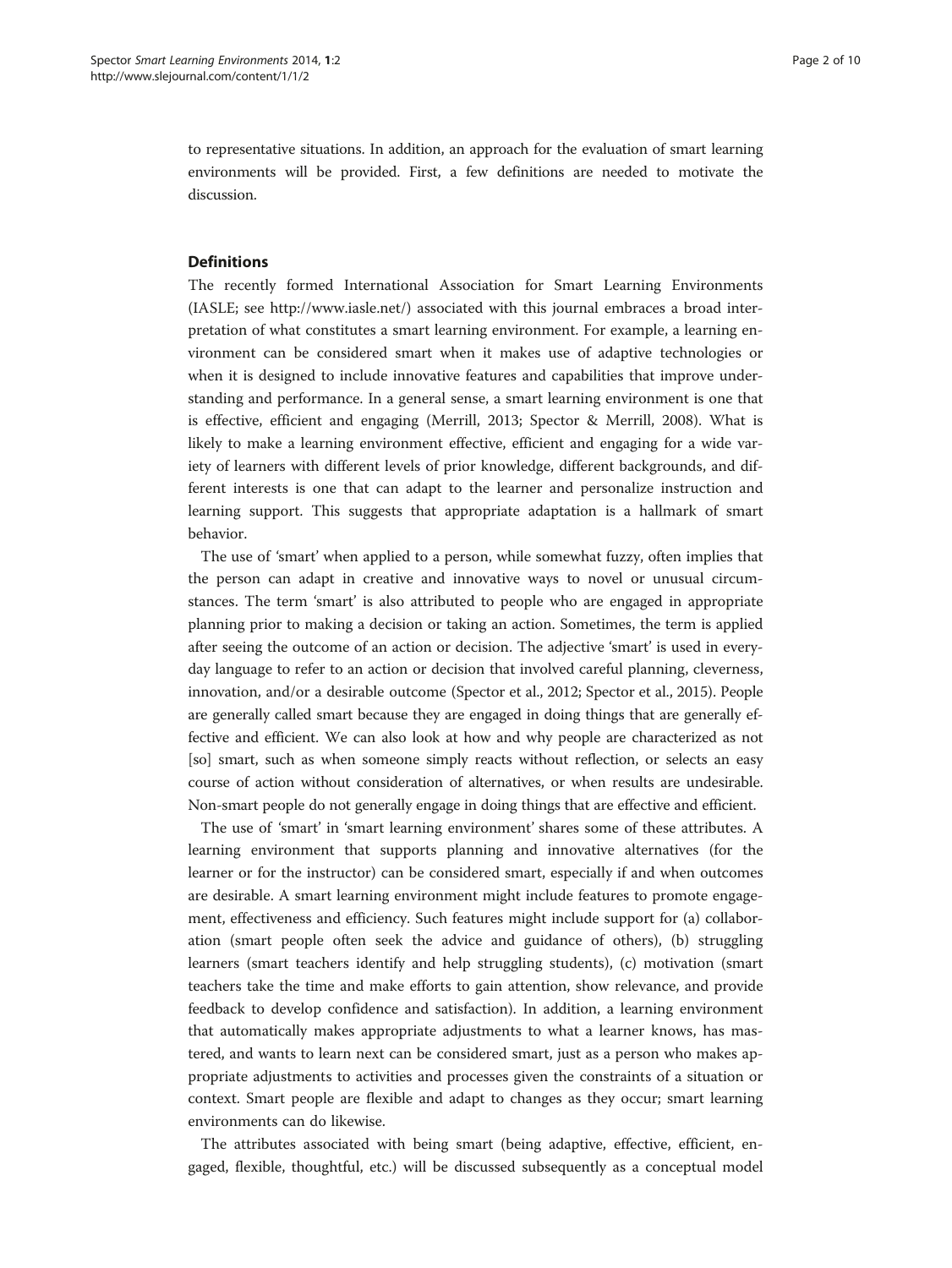to representative situations. In addition, an approach for the evaluation of smart learning environments will be provided. First, a few definitions are needed to motivate the discussion.

## Definitions

The recently formed International Association for Smart Learning Environments (IASLE; see http://www.iasle.net/) associated with this journal embraces a broad interpretation of what constitutes a smart learning environment. For example, a learning environment can be considered smart when it makes use of adaptive technologies or when it is designed to include innovative features and capabilities that improve understanding and performance. In a general sense, a smart learning environment is one that is effective, efficient and engaging (Merrill, 2013; Spector & Merrill, 2008). What is likely to make a learning environment effective, efficient and engaging for a wide variety of learners with different levels of prior knowledge, different backgrounds, and different interests is one that can adapt to the learner and personalize instruction and learning support. This suggests that appropriate adaptation is a hallmark of smart behavior.

The use of 'smart' when applied to a person, while somewhat fuzzy, often implies that the person can adapt in creative and innovative ways to novel or unusual circumstances. The term 'smart' is also attributed to people who are engaged in appropriate planning prior to making a decision or taking an action. Sometimes, the term is applied after seeing the outcome of an action or decision. The adjective 'smart' is used in everyday language to refer to an action or decision that involved careful planning, cleverness, innovation, and/or a desirable outcome (Spector et al., 2012; Spector et al., 2015). People are generally called smart because they are engaged in doing things that are generally effective and efficient. We can also look at how and why people are characterized as not [so] smart, such as when someone simply reacts without reflection, or selects an easy course of action without consideration of alternatives, or when results are undesirable. Non-smart people do not generally engage in doing things that are effective and efficient.

The use of 'smart' in 'smart learning environment' shares some of these attributes. A learning environment that supports planning and innovative alternatives (for the learner or for the instructor) can be considered smart, especially if and when outcomes are desirable. A smart learning environment might include features to promote engagement, effectiveness and efficiency. Such features might include support for (a) collaboration (smart people often seek the advice and guidance of others), (b) struggling learners (smart teachers identify and help struggling students), (c) motivation (smart teachers take the time and make efforts to gain attention, show relevance, and provide feedback to develop confidence and satisfaction). In addition, a learning environment that automatically makes appropriate adjustments to what a learner knows, has mastered, and wants to learn next can be considered smart, just as a person who makes appropriate adjustments to activities and processes given the constraints of a situation or context. Smart people are flexible and adapt to changes as they occur; smart learning environments can do likewise.

The attributes associated with being smart (being adaptive, effective, efficient, engaged, flexible, thoughtful, etc.) will be discussed subsequently as a conceptual model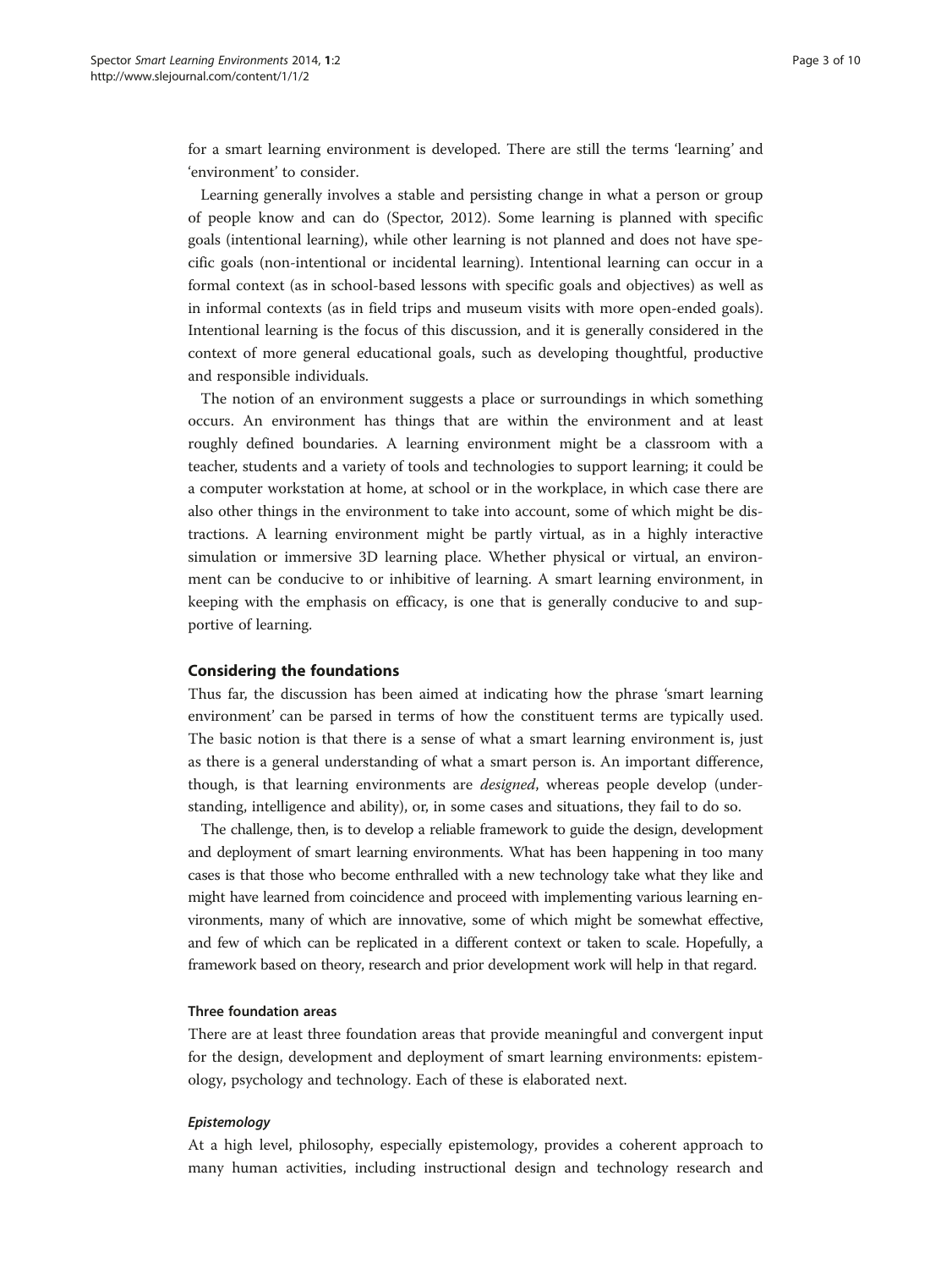for a smart learning environment is developed. There are still the terms 'learning' and 'environment' to consider.

Learning generally involves a stable and persisting change in what a person or group of people know and can do (Spector, 2012). Some learning is planned with specific goals (intentional learning), while other learning is not planned and does not have specific goals (non-intentional or incidental learning). Intentional learning can occur in a formal context (as in school-based lessons with specific goals and objectives) as well as in informal contexts (as in field trips and museum visits with more open-ended goals). Intentional learning is the focus of this discussion, and it is generally considered in the context of more general educational goals, such as developing thoughtful, productive and responsible individuals.

The notion of an environment suggests a place or surroundings in which something occurs. An environment has things that are within the environment and at least roughly defined boundaries. A learning environment might be a classroom with a teacher, students and a variety of tools and technologies to support learning; it could be a computer workstation at home, at school or in the workplace, in which case there are also other things in the environment to take into account, some of which might be distractions. A learning environment might be partly virtual, as in a highly interactive simulation or immersive 3D learning place. Whether physical or virtual, an environment can be conducive to or inhibitive of learning. A smart learning environment, in keeping with the emphasis on efficacy, is one that is generally conducive to and supportive of learning.

## Considering the foundations

Thus far, the discussion has been aimed at indicating how the phrase 'smart learning environment' can be parsed in terms of how the constituent terms are typically used. The basic notion is that there is a sense of what a smart learning environment is, just as there is a general understanding of what a smart person is. An important difference, though, is that learning environments are *designed*, whereas people develop (understanding, intelligence and ability), or, in some cases and situations, they fail to do so.

The challenge, then, is to develop a reliable framework to guide the design, development and deployment of smart learning environments. What has been happening in too many cases is that those who become enthralled with a new technology take what they like and might have learned from coincidence and proceed with implementing various learning environments, many of which are innovative, some of which might be somewhat effective, and few of which can be replicated in a different context or taken to scale. Hopefully, a framework based on theory, research and prior development work will help in that regard.

### Three foundation areas

There are at least three foundation areas that provide meaningful and convergent input for the design, development and deployment of smart learning environments: epistemology, psychology and technology. Each of these is elaborated next.

#### *Epistemology*

At a high level, philosophy, especially epistemology, provides a coherent approach to many human activities, including instructional design and technology research and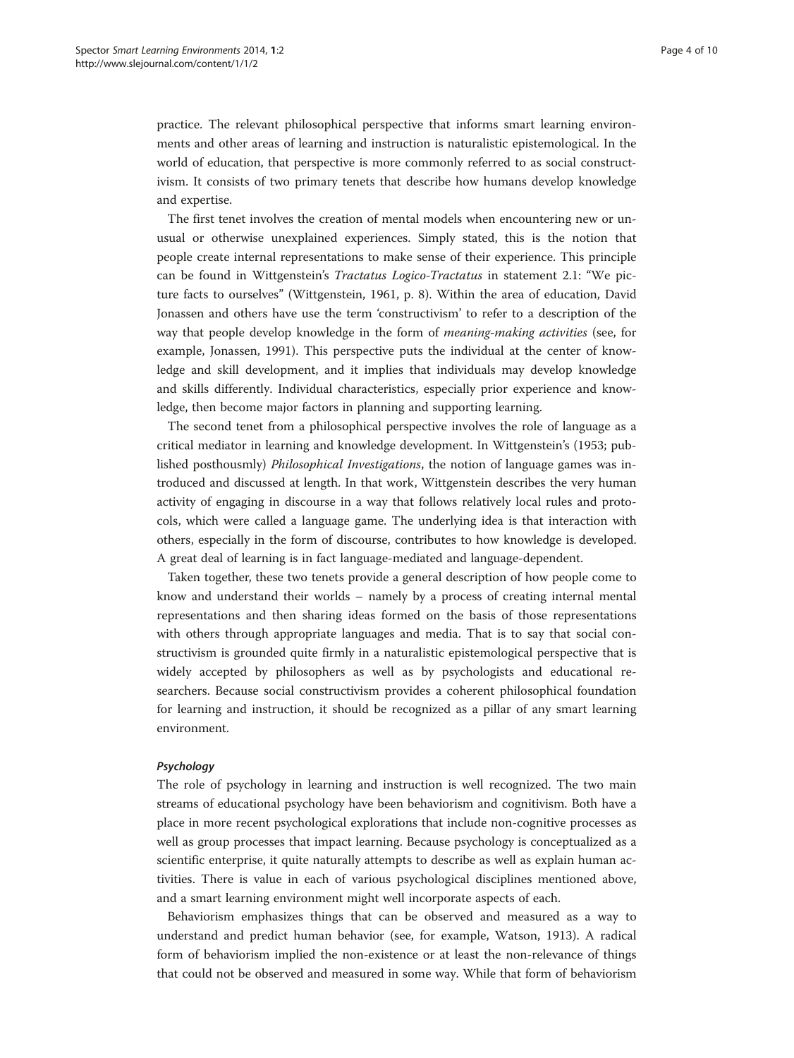practice. The relevant philosophical perspective that informs smart learning environments and other areas of learning and instruction is naturalistic epistemological. In the world of education, that perspective is more commonly referred to as social constructivism. It consists of two primary tenets that describe how humans develop knowledge and expertise.

The first tenet involves the creation of mental models when encountering new or unusual or otherwise unexplained experiences. Simply stated, this is the notion that people create internal representations to make sense of their experience. This principle can be found in Wittgenstein's *Tractatus Logico-Tractatus* in statement 2.1: "We picture facts to ourselves" (Wittgenstein, 1961, p. 8). Within the area of education, David Jonassen and others have use the term 'constructivism' to refer to a description of the way that people develop knowledge in the form of *meaning-making activities* (see, for example, Jonassen, 1991). This perspective puts the individual at the center of knowledge and skill development, and it implies that individuals may develop knowledge and skills differently. Individual characteristics, especially prior experience and knowledge, then become major factors in planning and supporting learning.

The second tenet from a philosophical perspective involves the role of language as a critical mediator in learning and knowledge development. In Wittgenstein's (1953; published posthousmly) *Philosophical Investigations*, the notion of language games was introduced and discussed at length. In that work, Wittgenstein describes the very human activity of engaging in discourse in a way that follows relatively local rules and protocols, which were called a language game. The underlying idea is that interaction with others, especially in the form of discourse, contributes to how knowledge is developed. A great deal of learning is in fact language-mediated and language-dependent.

Taken together, these two tenets provide a general description of how people come to know and understand their worlds – namely by a process of creating internal mental representations and then sharing ideas formed on the basis of those representations with others through appropriate languages and media. That is to say that social constructivism is grounded quite firmly in a naturalistic epistemological perspective that is widely accepted by philosophers as well as by psychologists and educational researchers. Because social constructivism provides a coherent philosophical foundation for learning and instruction, it should be recognized as a pillar of any smart learning environment.

### *Psychology*

The role of psychology in learning and instruction is well recognized. The two main streams of educational psychology have been behaviorism and cognitivism. Both have a place in more recent psychological explorations that include non-cognitive processes as well as group processes that impact learning. Because psychology is conceptualized as a scientific enterprise, it quite naturally attempts to describe as well as explain human activities. There is value in each of various psychological disciplines mentioned above, and a smart learning environment might well incorporate aspects of each.

Behaviorism emphasizes things that can be observed and measured as a way to understand and predict human behavior (see, for example, Watson, 1913). A radical form of behaviorism implied the non-existence or at least the non-relevance of things that could not be observed and measured in some way. While that form of behaviorism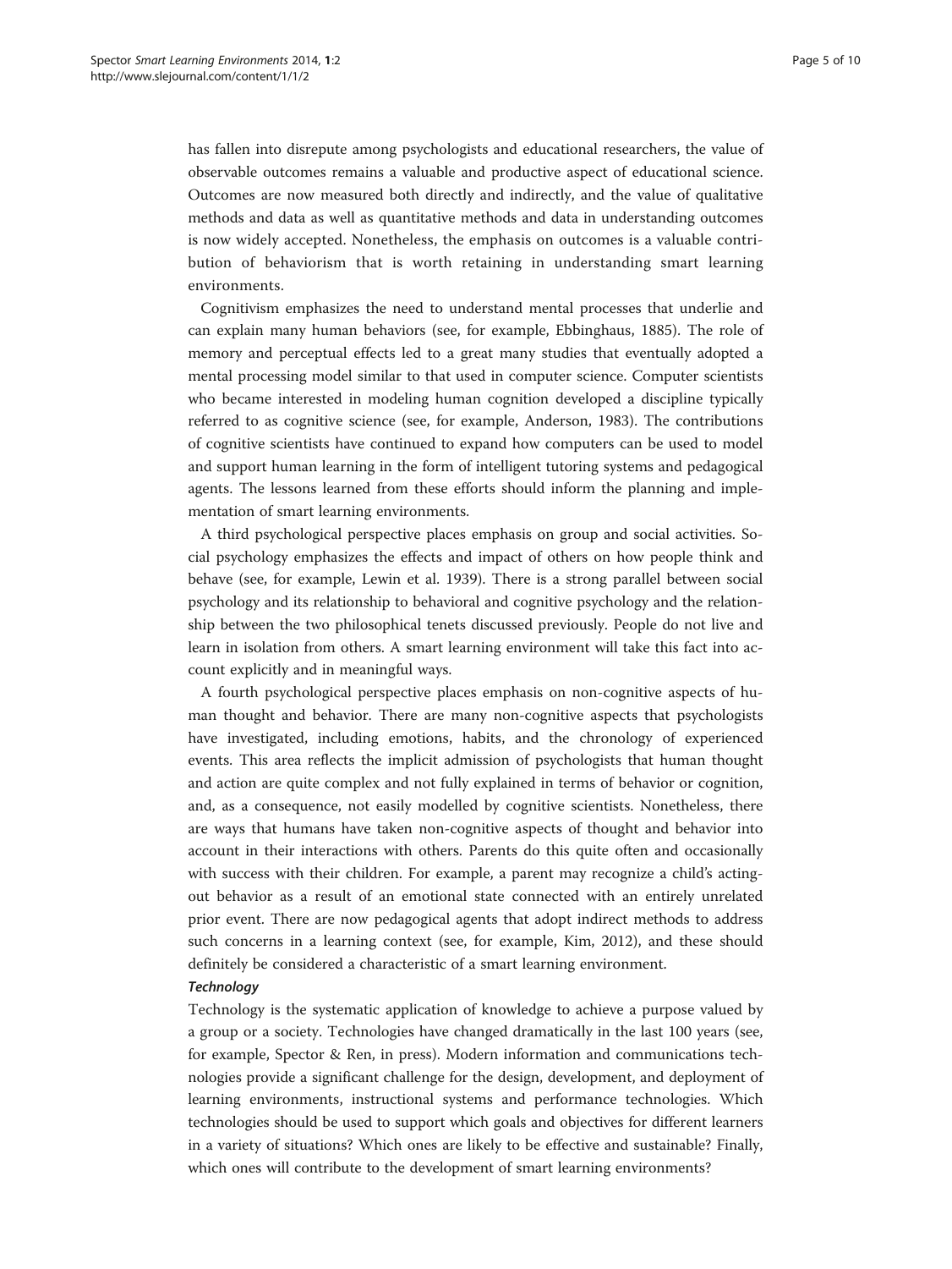has fallen into disrepute among psychologists and educational researchers, the value of observable outcomes remains a valuable and productive aspect of educational science. Outcomes are now measured both directly and indirectly, and the value of qualitative methods and data as well as quantitative methods and data in understanding outcomes is now widely accepted. Nonetheless, the emphasis on outcomes is a valuable contribution of behaviorism that is worth retaining in understanding smart learning environments.

Cognitivism emphasizes the need to understand mental processes that underlie and can explain many human behaviors (see, for example, Ebbinghaus, 1885). The role of memory and perceptual effects led to a great many studies that eventually adopted a mental processing model similar to that used in computer science. Computer scientists who became interested in modeling human cognition developed a discipline typically referred to as cognitive science (see, for example, Anderson, 1983). The contributions of cognitive scientists have continued to expand how computers can be used to model and support human learning in the form of intelligent tutoring systems and pedagogical agents. The lessons learned from these efforts should inform the planning and implementation of smart learning environments.

A third psychological perspective places emphasis on group and social activities. Social psychology emphasizes the effects and impact of others on how people think and behave (see, for example, Lewin et al. 1939). There is a strong parallel between social psychology and its relationship to behavioral and cognitive psychology and the relationship between the two philosophical tenets discussed previously. People do not live and learn in isolation from others. A smart learning environment will take this fact into account explicitly and in meaningful ways.

A fourth psychological perspective places emphasis on non-cognitive aspects of human thought and behavior. There are many non-cognitive aspects that psychologists have investigated, including emotions, habits, and the chronology of experienced events. This area reflects the implicit admission of psychologists that human thought and action are quite complex and not fully explained in terms of behavior or cognition, and, as a consequence, not easily modelled by cognitive scientists. Nonetheless, there are ways that humans have taken non-cognitive aspects of thought and behavior into account in their interactions with others. Parents do this quite often and occasionally with success with their children. For example, a parent may recognize a child's acting-out behavior as a result of an emotional state connected with an entirely unrelated prior event. There are now pedagogical agents that adopt indirect methods to address such concerns in a learning context (see, for example, Kim, 2012), and these should definitely be considered a characteristic of a smart learning environment.

#### *Technology*

Technology is the systematic application of knowledge to achieve a purpose valued by a group or a society. Technologies have changed dramatically in the last 100 years (see, for example, Spector & Ren, in press). Modern information and communications technologies provide a significant challenge for the design, development, and deployment of learning environments, instructional systems and performance technologies. Which technologies should be used to support which goals and objectives for different learners in a variety of situations? Which ones are likely to be effective and sustainable? Finally, which ones will contribute to the development of smart learning environments?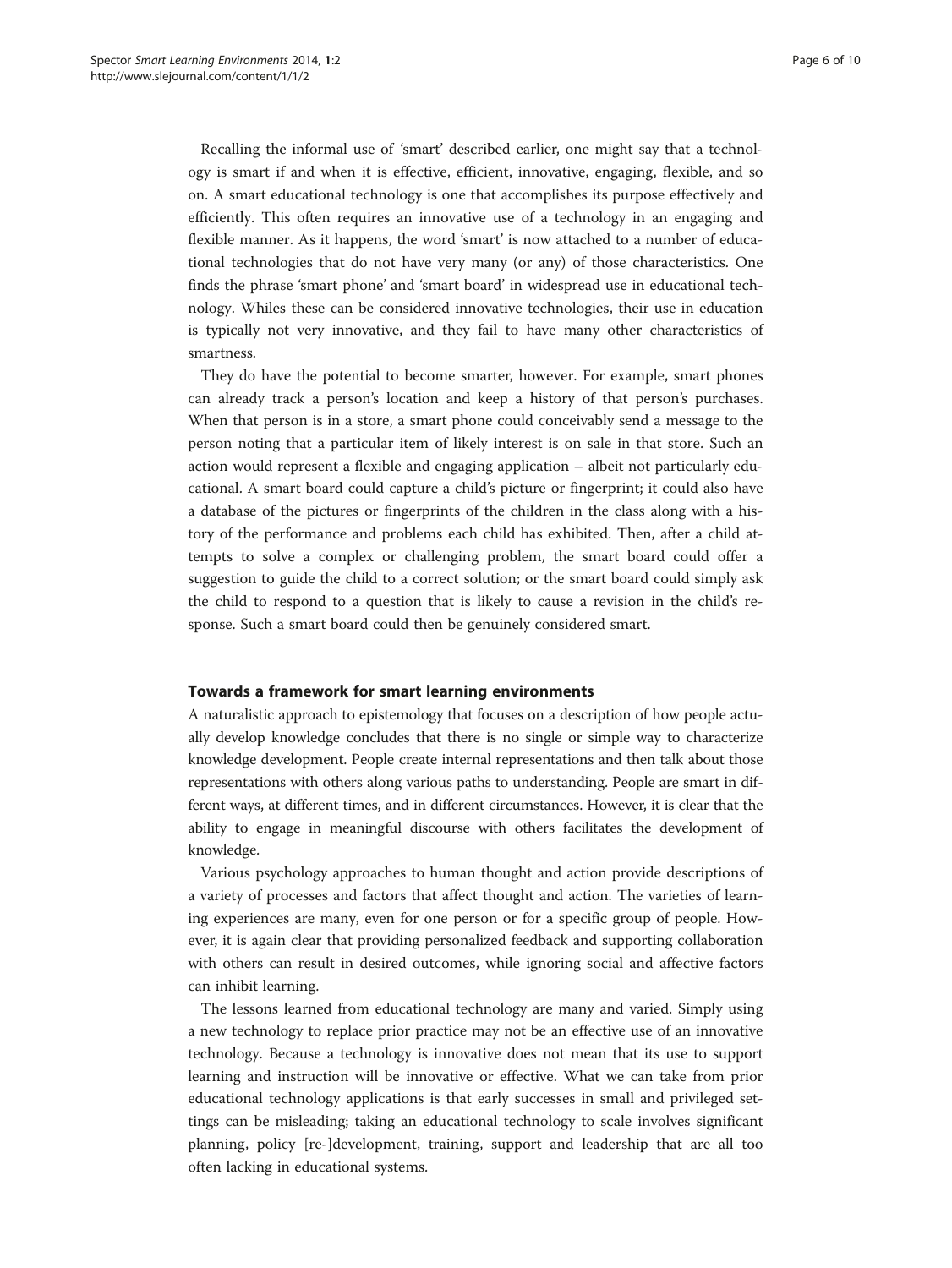Recalling the informal use of 'smart' described earlier, one might say that a technology is smart if and when it is effective, efficient, innovative, engaging, flexible, and so on. A smart educational technology is one that accomplishes its purpose effectively and efficiently. This often requires an innovative use of a technology in an engaging and flexible manner. As it happens, the word 'smart' is now attached to a number of educational technologies that do not have very many (or any) of those characteristics. One finds the phrase 'smart phone' and 'smart board' in widespread use in educational technology. Whiles these can be considered innovative technologies, their use in education is typically not very innovative, and they fail to have many other characteristics of smartness.

They do have the potential to become smarter, however. For example, smart phones can already track a person's location and keep a history of that person's purchases. When that person is in a store, a smart phone could conceivably send a message to the person noting that a particular item of likely interest is on sale in that store. Such an action would represent a flexible and engaging application – albeit not particularly educational. A smart board could capture a child's picture or fingerprint; it could also have a database of the pictures or fingerprints of the children in the class along with a history of the performance and problems each child has exhibited. Then, after a child attempts to solve a complex or challenging problem, the smart board could offer a suggestion to guide the child to a correct solution; or the smart board could simply ask the child to respond to a question that is likely to cause a revision in the child's response. Such a smart board could then be genuinely considered smart.

## Towards a framework for smart learning environments

A naturalistic approach to epistemology that focuses on a description of how people actually develop knowledge concludes that there is no single or simple way to characterize knowledge development. People create internal representations and then talk about those representations with others along various paths to understanding. People are smart in different ways, at different times, and in different circumstances. However, it is clear that the ability to engage in meaningful discourse with others facilitates the development of knowledge.

Various psychology approaches to human thought and action provide descriptions of a variety of processes and factors that affect thought and action. The varieties of learning experiences are many, even for one person or for a specific group of people. However, it is again clear that providing personalized feedback and supporting collaboration with others can result in desired outcomes, while ignoring social and affective factors can inhibit learning.

The lessons learned from educational technology are many and varied. Simply using a new technology to replace prior practice may not be an effective use of an innovative technology. Because a technology is innovative does not mean that its use to support learning and instruction will be innovative or effective. What we can take from prior educational technology applications is that early successes in small and privileged settings can be misleading; taking an educational technology to scale involves significant planning, policy [re-]development, training, support and leadership that are all too often lacking in educational systems.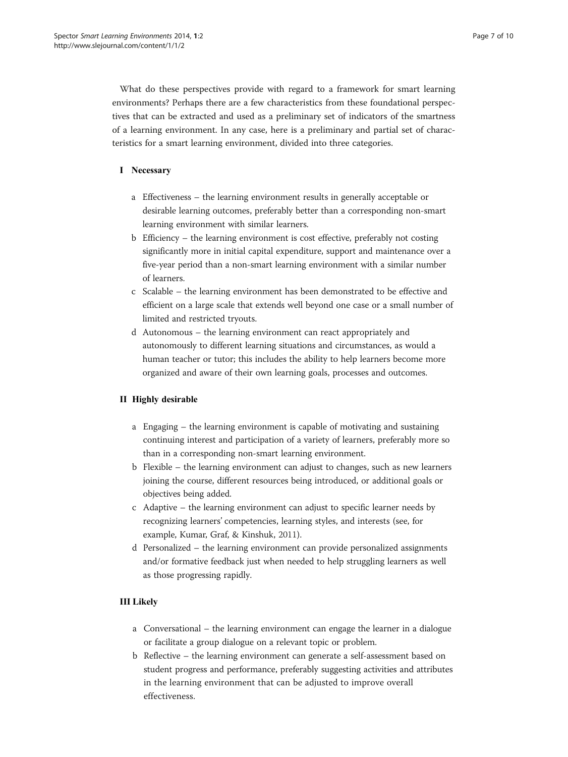What do these perspectives provide with regard to a framework for smart learning environments? Perhaps there are a few characteristics from these foundational perspectives that can be extracted and used as a preliminary set of indicators of the smartness of a learning environment. In any case, here is a preliminary and partial set of characteristics for a smart learning environment, divided into three categories.

**I Necessary**

a Effectiveness – the learning environment results in generally acceptable or desirable learning outcomes, preferably better than a corresponding non-smart learning environment with similar learners.

b Efficiency – the learning environment is cost effective, preferably not costing significantly more in initial capital expenditure, support and maintenance over a five-year period than a non-smart learning environment with a similar number of learners.

c Scalable – the learning environment has been demonstrated to be effective and efficient on a large scale that extends well beyond one case or a small number of limited and restricted tryouts.

d Autonomous – the learning environment can react appropriately and autonomously to different learning situations and circumstances, as would a human teacher or tutor; this includes the ability to help learners become more organized and aware of their own learning goals, processes and outcomes.

**II Highly desirable**

a Engaging – the learning environment is capable of motivating and sustaining continuing interest and participation of a variety of learners, preferably more so than in a corresponding non-smart learning environment.

b Flexible – the learning environment can adjust to changes, such as new learners joining the course, different resources being introduced, or additional goals or objectives being added.

c Adaptive – the learning environment can adjust to specific learner needs by recognizing learners' competencies, learning styles, and interests (see, for example, Kumar, Graf, & Kinshuk, 2011).

d Personalized – the learning environment can provide personalized assignments and/or formative feedback just when needed to help struggling learners as well as those progressing rapidly.

**III Likely**

a Conversational – the learning environment can engage the learner in a dialogue or facilitate a group dialogue on a relevant topic or problem.

b Reflective – the learning environment can generate a self-assessment based on student progress and performance, preferably suggesting activities and attributes in the learning environment that can be adjusted to improve overall effectiveness.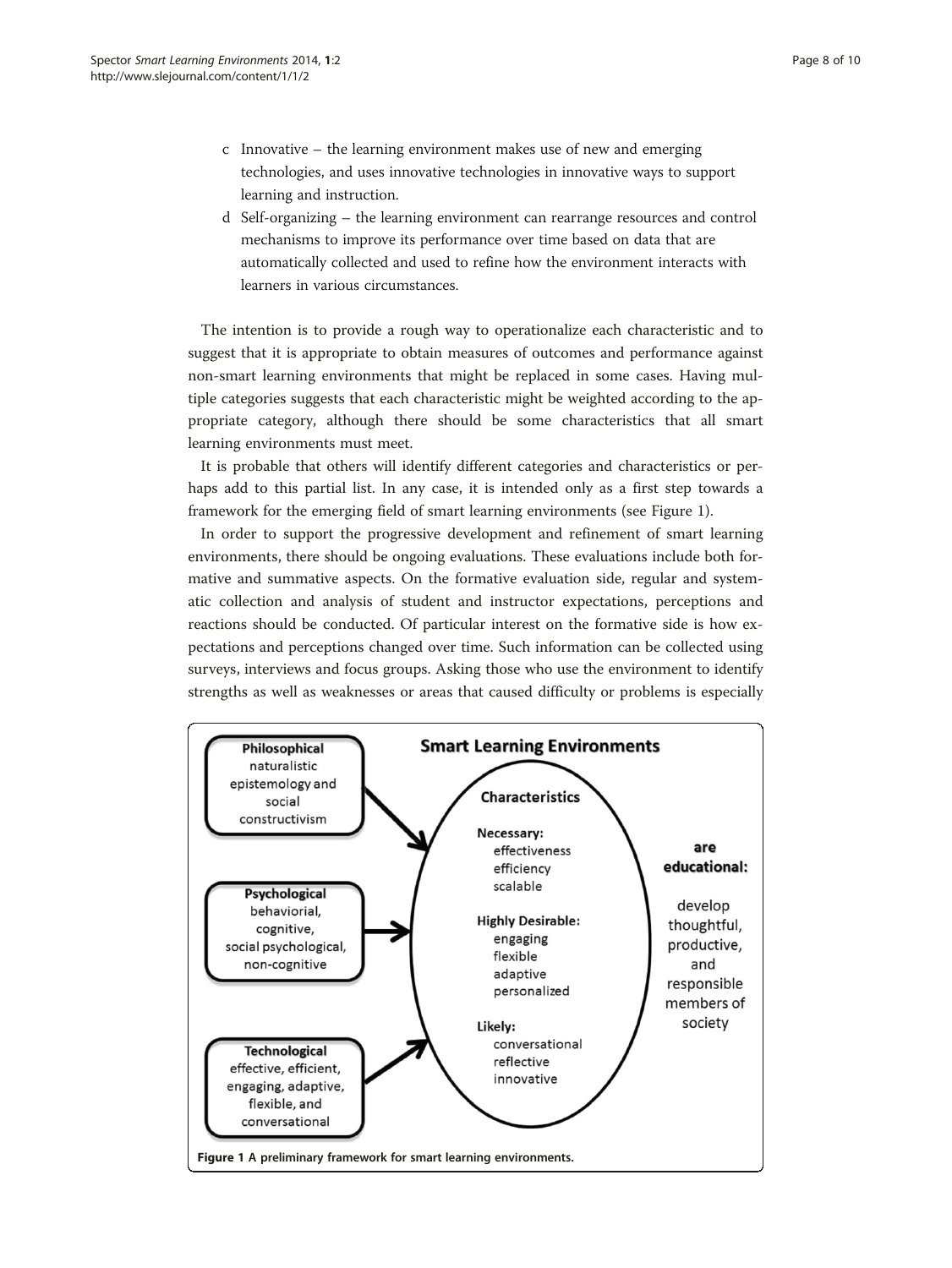c Innovative – the learning environment makes use of new and emerging technologies, and uses innovative technologies in innovative ways to support learning and instruction.

d Self-organizing – the learning environment can rearrange resources and control mechanisms to improve its performance over time based on data that are automatically collected and used to refine how the environment interacts with learners in various circumstances.

The intention is to provide a rough way to operationalize each characteristic and to suggest that it is appropriate to obtain measures of outcomes and performance against non-smart learning environments that might be replaced in some cases. Having multiple categories suggests that each characteristic might be weighted according to the appropriate category, although there should be some characteristics that all smart learning environments must meet.

It is probable that others will identify different categories and characteristics or perhaps add to this partial list. In any case, it is intended only as a first step towards a framework for the emerging field of smart learning environments (see Figure 1).

In order to support the progressive development and refinement of smart learning environments, there should be ongoing evaluations. These evaluations include both formative and summative aspects. On the formative evaluation side, regular and systematic collection and analysis of student and instructor expectations, perceptions and reactions should be conducted. Of particular interest on the formative side is how expectations and perceptions changed over time. Such information can be collected using surveys, interviews and focus groups. Asking those who use the environment to identify strengths as well as weaknesses or areas that caused difficulty or problems is especially

**Smart Learning Environments**

**Philosophical** naturalistic epistemology and social constructivism

**Psychological** behaviorial, cognitive, social psychological, non-cognitive

**Technological** effective, efficient, engaging, adaptive, flexible, and conversational

**Characteristics**

**Necessary:** effectiveness, efficiency, scalable

**Highly Desirable:** engaging, flexible, adaptive, personalized

**Likely:** conversational, reflective, innovative

**are educational:** develop thoughtful, productive, and responsible members of society

**Figure 1 A preliminary framework for smart learning environments.**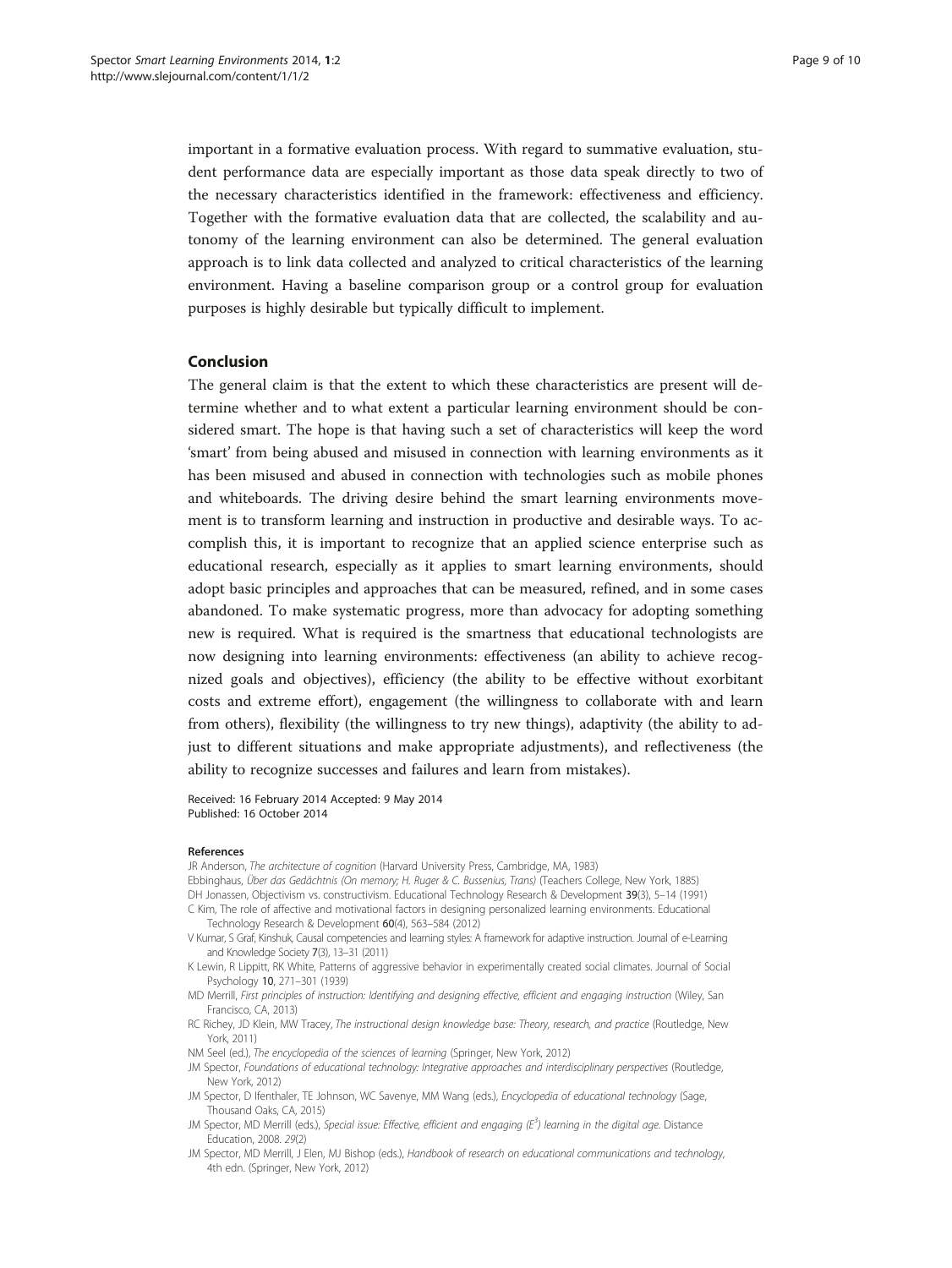important in a formative evaluation process. With regard to summative evaluation, student performance data are especially important as those data speak directly to two of the necessary characteristics identified in the framework: effectiveness and efficiency. Together with the formative evaluation data that are collected, the scalability and autonomy of the learning environment can also be determined. The general evaluation approach is to link data collected and analyzed to critical characteristics of the learning environment. Having a baseline comparison group or a control group for evaluation purposes is highly desirable but typically difficult to implement.

## Conclusion

The general claim is that the extent to which these characteristics are present will determine whether and to what extent a particular learning environment should be considered smart. The hope is that having such a set of characteristics will keep the word 'smart' from being abused and misused in connection with learning environments as it has been misused and abused in connection with technologies such as mobile phones and whiteboards. The driving desire behind the smart learning environments movement is to transform learning and instruction in productive and desirable ways. To accomplish this, it is important to recognize that an applied science enterprise such as educational research, especially as it applies to smart learning environments, should adopt basic principles and approaches that can be measured, refined, and in some cases abandoned. To make systematic progress, more than advocacy for adopting something new is required. What is required is the smartness that educational technologists are now designing into learning environments: effectiveness (an ability to achieve recognized goals and objectives), efficiency (the ability to be effective without exorbitant costs and extreme effort), engagement (the willingness to collaborate with and learn from others), flexibility (the willingness to try new things), adaptivity (the ability to adjust to different situations and make appropriate adjustments), and reflectiveness (the ability to recognize successes and failures and learn from mistakes).

Received: 16 February 2014 Accepted: 9 May 2014
Published: 16 October 2014

#### References

JR Anderson, *The architecture of cognition* (Harvard University Press, Cambridge, MA, 1983)

Ebbinghaus, *Über das Gedächtnis (On memory; H. Ruger & C. Bussenius, Trans)* (Teachers College, New York, 1885)

DH Jonassen, Objectivism vs. constructivism. Educational Technology Research & Development **39**(3), 5–14 (1991)

C Kim, The role of affective and motivational factors in designing personalized learning environments. Educational Technology Research & Development **60**(4), 563–584 (2012)

V Kumar, S Graf, Kinshuk, Causal competencies and learning styles: A framework for adaptive instruction. Journal of e-Learning and Knowledge Society **7**(3), 13–31 (2011)

K Lewin, R Lippitt, RK White, Patterns of aggressive behavior in experimentally created social climates. Journal of Social Psychology **10**, 271–301 (1939)

MD Merrill, *First principles of instruction: Identifying and designing effective, efficient and engaging instruction* (Wiley, San Francisco, CA, 2013)

RC Richey, JD Klein, MW Tracey, *The instructional design knowledge base: Theory, research, and practice* (Routledge, New York, 2011)

NM Seel (ed.), *The encyclopedia of the sciences of learning* (Springer, New York, 2012)

JM Spector, *Foundations of educational technology: Integrative approaches and interdisciplinary perspectives* (Routledge, New York, 2012)

JM Spector, D Ifenthaler, TE Johnson, WC Savenye, MM Wang (eds.), *Encyclopedia of educational technology* (Sage, Thousand Oaks, CA, 2015)

JM Spector, MD Merrill (eds.), *Special issue: Effective, efficient and engaging ($E^3$) learning in the digital age*. Distance Education, 2008. *29*(2)

JM Spector, MD Merrill, J Elen, MJ Bishop (eds.), *Handbook of research on educational communications and technology*, 4th edn. (Springer, New York, 2012)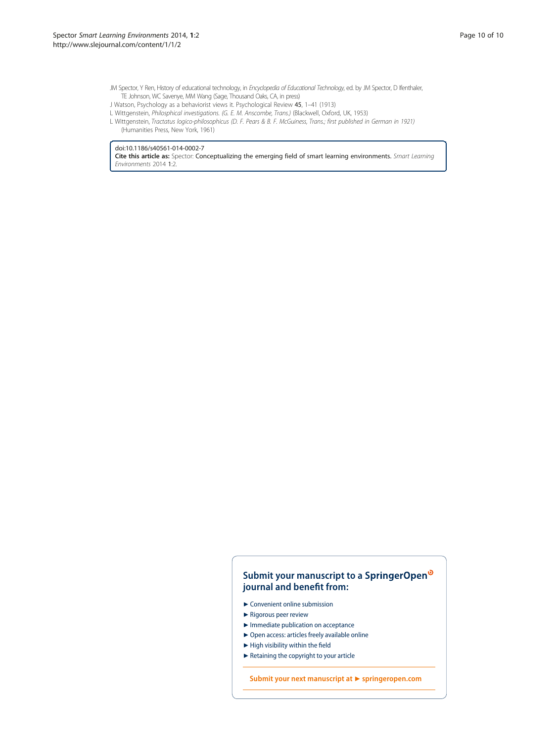JM Spector, Y Ren, History of educational technology, in *Encyclopedia of Educational Technology*, ed. by JM Spector, D Ifenthaler, TE Johnson, WC Savenye, MM Wang (Sage, Thousand Oaks, CA, in press)

J Watson, Psychology as a behaviorist views it. Psychological Review **45**, 1–41 (1913)

L Wittgenstein, *Philosphical investigations. (G. E. M. Anscombe, Trans.)* (Blackwell, Oxford, UK, 1953)

L Wittgenstein, *Tractatus logico-philosophicus (D. F. Pears & B. F. McGuiness, Trans.; first published in German in 1921)* (Humanities Press, New York, 1961)

doi:10.1186/s40561-014-0002-7

**Cite this article as:** Spector: Conceptualizing the emerging field of smart learning environments. *Smart Learning Environments* 2014 **1**:2.

**Submit your manuscript to a SpringerOpen journal and benefit from:**

- ► Convenient online submission
- ► Rigorous peer review
- ► Immediate publication on acceptance
- ► Open access: articles freely available online
- ► High visibility within the field
- ► Retaining the copyright to your article

**Submit your next manuscript at ► springeropen.com**